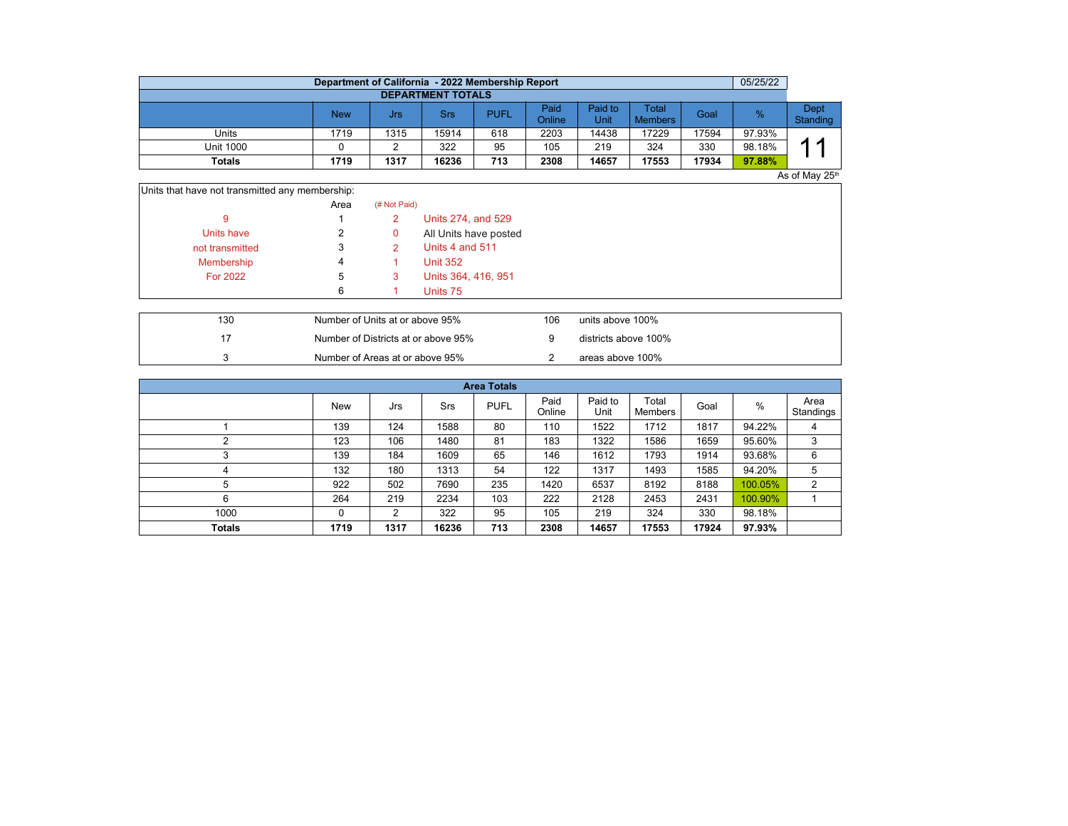## Department of California - 2022 Membership Report

05/25/22

### DEPARTMENT TOTALS

| | New | Jrs | Srs | PUFL | Paid Online | Paid to Unit | Total Members | Goal | % | Dept Standing |
|---|---|---|---|---|---|---|---|---|---|---|
| Units | 1719 | 1315 | 15914 | 618 | 2203 | 14438 | 17229 | 17594 | 97.93% | 11 |
| Unit 1000 | 0 | 2 | 322 | 95 | 105 | 219 | 324 | 330 | 98.18% | |
| **Totals** | **1719** | **1317** | **16236** | **713** | **2308** | **14657** | **17553** | **17934** | **97.88%** | |

As of May 25th

Units that have not transmitted any membership:

| | Area | (# Not Paid) | |
|---|---|---|---|
| 9 | 1 | 2 | Units 274, and 529 |
| Units have | 2 | 0 | All Units have posted |
| not transmitted | 3 | 2 | Units 4 and 511 |
| Membership | 4 | 1 | Unit 352 |
| For 2022 | 5 | 3 | Units 364, 416, 951 |
| | 6 | 1 | Units 75 |

| | | | |
|---|---|---|---|
| 130 | Number of Units at or above 95% | 106 | units above 100% |
| 17 | Number of Districts at or above 95% | 9 | districts above 100% |
| 3 | Number of Areas at or above 95% | 2 | areas above 100% |

### Area Totals

| | New | Jrs | Srs | PUFL | Paid Online | Paid to Unit | Total Members | Goal | % | Area Standings |
|---|---|---|---|---|---|---|---|---|---|---|
| 1 | 139 | 124 | 1588 | 80 | 110 | 1522 | 1712 | 1817 | 94.22% | 4 |
| 2 | 123 | 106 | 1480 | 81 | 183 | 1322 | 1586 | 1659 | 95.60% | 3 |
| 3 | 139 | 184 | 1609 | 65 | 146 | 1612 | 1793 | 1914 | 93.68% | 6 |
| 4 | 132 | 180 | 1313 | 54 | 122 | 1317 | 1493 | 1585 | 94.20% | 5 |
| 5 | 922 | 502 | 7690 | 235 | 1420 | 6537 | 8192 | 8188 | 100.05% | 2 |
| 6 | 264 | 219 | 2234 | 103 | 222 | 2128 | 2453 | 2431 | 100.90% | 1 |
| 1000 | 0 | 2 | 322 | 95 | 105 | 219 | 324 | 330 | 98.18% | |
| **Totals** | **1719** | **1317** | **16236** | **713** | **2308** | **14657** | **17553** | **17924** | **97.93%** | |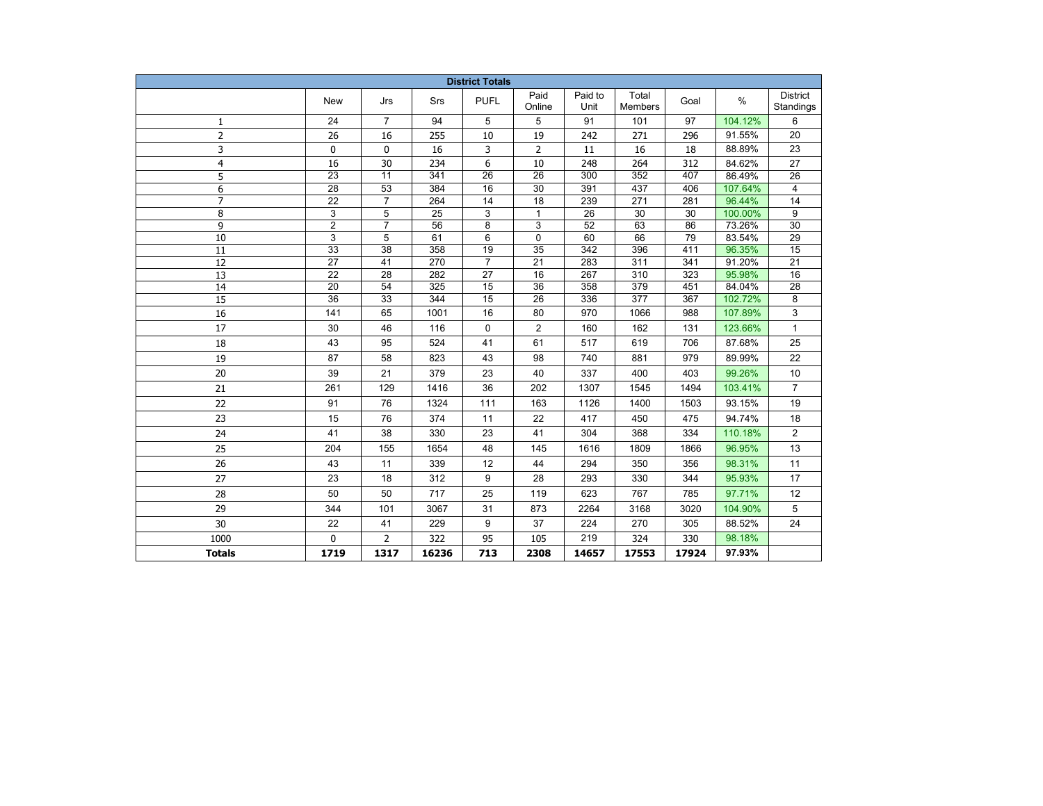| District Totals | | | | | | | | | | |
|---|---|---|---|---|---|---|---|---|---|---|
| | New | Jrs | Srs | PUFL | Paid Online | Paid to Unit | Total Members | Goal | % | District Standings |
| 1 | 24 | 7 | 94 | 5 | 5 | 91 | 101 | 97 | 104.12% | 6 |
| 2 | 26 | 16 | 255 | 10 | 19 | 242 | 271 | 296 | 91.55% | 20 |
| 3 | 0 | 0 | 16 | 3 | 2 | 11 | 16 | 18 | 88.89% | 23 |
| 4 | 16 | 30 | 234 | 6 | 10 | 248 | 264 | 312 | 84.62% | 27 |
| 5 | 23 | 11 | 341 | 26 | 26 | 300 | 352 | 407 | 86.49% | 26 |
| 6 | 28 | 53 | 384 | 16 | 30 | 391 | 437 | 406 | 107.64% | 4 |
| 7 | 22 | 7 | 264 | 14 | 18 | 239 | 271 | 281 | 96.44% | 14 |
| 8 | 3 | 5 | 25 | 3 | 1 | 26 | 30 | 30 | 100.00% | 9 |
| 9 | 2 | 7 | 56 | 8 | 3 | 52 | 63 | 86 | 73.26% | 30 |
| 10 | 3 | 5 | 61 | 6 | 0 | 60 | 66 | 79 | 83.54% | 29 |
| 11 | 33 | 38 | 358 | 19 | 35 | 342 | 396 | 411 | 96.35% | 15 |
| 12 | 27 | 41 | 270 | 7 | 21 | 283 | 311 | 341 | 91.20% | 21 |
| 13 | 22 | 28 | 282 | 27 | 16 | 267 | 310 | 323 | 95.98% | 16 |
| 14 | 20 | 54 | 325 | 15 | 36 | 358 | 379 | 451 | 84.04% | 28 |
| 15 | 36 | 33 | 344 | 15 | 26 | 336 | 377 | 367 | 102.72% | 8 |
| 16 | 141 | 65 | 1001 | 16 | 80 | 970 | 1066 | 988 | 107.89% | 3 |
| 17 | 30 | 46 | 116 | 0 | 2 | 160 | 162 | 131 | 123.66% | 1 |
| 18 | 43 | 95 | 524 | 41 | 61 | 517 | 619 | 706 | 87.68% | 25 |
| 19 | 87 | 58 | 823 | 43 | 98 | 740 | 881 | 979 | 89.99% | 22 |
| 20 | 39 | 21 | 379 | 23 | 40 | 337 | 400 | 403 | 99.26% | 10 |
| 21 | 261 | 129 | 1416 | 36 | 202 | 1307 | 1545 | 1494 | 103.41% | 7 |
| 22 | 91 | 76 | 1324 | 111 | 163 | 1126 | 1400 | 1503 | 93.15% | 19 |
| 23 | 15 | 76 | 374 | 11 | 22 | 417 | 450 | 475 | 94.74% | 18 |
| 24 | 41 | 38 | 330 | 23 | 41 | 304 | 368 | 334 | 110.18% | 2 |
| 25 | 204 | 155 | 1654 | 48 | 145 | 1616 | 1809 | 1866 | 96.95% | 13 |
| 26 | 43 | 11 | 339 | 12 | 44 | 294 | 350 | 356 | 98.31% | 11 |
| 27 | 23 | 18 | 312 | 9 | 28 | 293 | 330 | 344 | 95.93% | 17 |
| 28 | 50 | 50 | 717 | 25 | 119 | 623 | 767 | 785 | 97.71% | 12 |
| 29 | 344 | 101 | 3067 | 31 | 873 | 2264 | 3168 | 3020 | 104.90% | 5 |
| 30 | 22 | 41 | 229 | 9 | 37 | 224 | 270 | 305 | 88.52% | 24 |
| 1000 | 0 | 2 | 322 | 95 | 105 | 219 | 324 | 330 | 98.18% | |
| **Totals** | **1719** | **1317** | **16236** | **713** | **2308** | **14657** | **17553** | **17924** | **97.93%** | |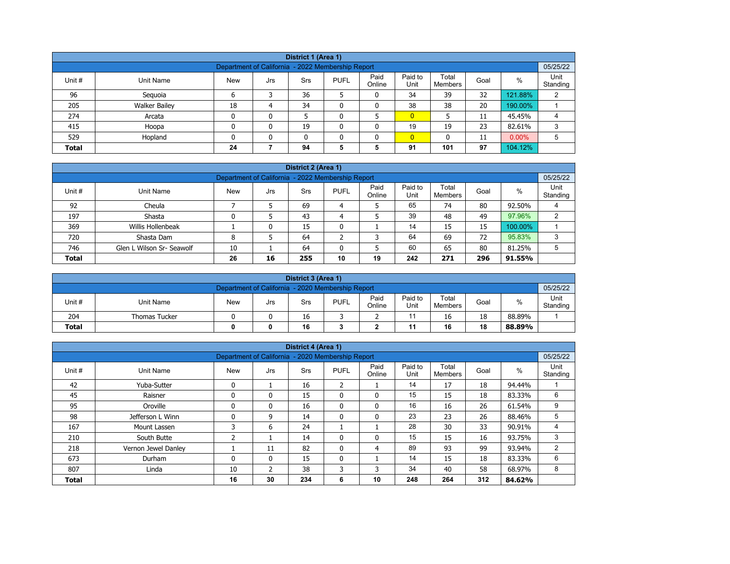| District 1 (Area 1) | | | | | | | | | | | |
|---|---|---|---|---|---|---|---|---|---|---|---|
| Department of California - 2022 Membership Report | | | | | | | | | | | 05/25/22 |
| Unit # | Unit Name | New | Jrs | Srs | PUFL | Paid Online | Paid to Unit | Total Members | Goal | % | Unit Standing |
| 96 | Sequoia | 6 | 3 | 36 | 5 | 0 | 34 | 39 | 32 | 121.88% | 2 |
| 205 | Walker Bailey | 18 | 4 | 34 | 0 | 0 | 38 | 38 | 20 | 190.00% | 1 |
| 274 | Arcata | 0 | 0 | 5 | 0 | 5 | 0 | 5 | 11 | 45.45% | 4 |
| 415 | Hoopa | 0 | 0 | 19 | 0 | 0 | 19 | 19 | 23 | 82.61% | 3 |
| 529 | Hopland | 0 | 0 | 0 | 0 | 0 | 0 | 0 | 11 | 0.00% | 5 |
| **Total** | | **24** | **7** | **94** | **5** | **5** | **91** | **101** | **97** | 104.12% | |

| District 2 (Area 1) | | | | | | | | | | | |
|---|---|---|---|---|---|---|---|---|---|---|---|
| Department of California - 2022 Membership Report | | | | | | | | | | | 05/25/22 |
| Unit # | Unit Name | New | Jrs | Srs | PUFL | Paid Online | Paid to Unit | Total Members | Goal | % | Unit Standing |
| 92 | Cheula | 7 | 5 | 69 | 4 | 5 | 65 | 74 | 80 | 92.50% | 4 |
| 197 | Shasta | 0 | 5 | 43 | 4 | 5 | 39 | 48 | 49 | 97.96% | 2 |
| 369 | Willis Hollenbeak | 1 | 0 | 15 | 0 | 1 | 14 | 15 | 15 | 100.00% | 1 |
| 720 | Shasta Dam | 8 | 5 | 64 | 2 | 3 | 64 | 69 | 72 | 95.83% | 3 |
| 746 | Glen L Wilson Sr- Seawolf | 10 | 1 | 64 | 0 | 5 | 60 | 65 | 80 | 81.25% | 5 |
| **Total** | | **26** | **16** | **255** | **10** | **19** | **242** | **271** | **296** | **91.55%** | |

| District 3 (Area 1) | | | | | | | | | | | |
|---|---|---|---|---|---|---|---|---|---|---|---|
| Department of California - 2020 Membership Report | | | | | | | | | | | 05/25/22 |
| Unit # | Unit Name | New | Jrs | Srs | PUFL | Paid Online | Paid to Unit | Total Members | Goal | % | Unit Standing |
| 204 | Thomas Tucker | 0 | 0 | 16 | 3 | 2 | 11 | 16 | 18 | 88.89% | 1 |
| **Total** | | **0** | **0** | **16** | **3** | **2** | **11** | **16** | **18** | **88.89%** | |

| District 4 (Area 1) | | | | | | | | | | | |
|---|---|---|---|---|---|---|---|---|---|---|---|
| Department of California - 2020 Membership Report | | | | | | | | | | | 05/25/22 |
| Unit # | Unit Name | New | Jrs | Srs | PUFL | Paid Online | Paid to Unit | Total Members | Goal | % | Unit Standing |
| 42 | Yuba-Sutter | 0 | 1 | 16 | 2 | 1 | 14 | 17 | 18 | 94.44% | 1 |
| 45 | Raisner | 0 | 0 | 15 | 0 | 0 | 15 | 15 | 18 | 83.33% | 6 |
| 95 | Oroville | 0 | 0 | 16 | 0 | 0 | 16 | 16 | 26 | 61.54% | 9 |
| 98 | Jefferson L Winn | 0 | 9 | 14 | 0 | 0 | 23 | 23 | 26 | 88.46% | 5 |
| 167 | Mount Lassen | 3 | 6 | 24 | 1 | 1 | 28 | 30 | 33 | 90.91% | 4 |
| 210 | South Butte | 2 | 1 | 14 | 0 | 0 | 15 | 15 | 16 | 93.75% | 3 |
| 218 | Vernon Jewel Danley | 1 | 11 | 82 | 0 | 4 | 89 | 93 | 99 | 93.94% | 2 |
| 673 | Durham | 0 | 0 | 15 | 0 | 1 | 14 | 15 | 18 | 83.33% | 6 |
| 807 | Linda | 10 | 2 | 38 | 3 | 3 | 34 | 40 | 58 | 68.97% | 8 |
| **Total** | | **16** | **30** | **234** | **6** | **10** | **248** | **264** | **312** | **84.62%** | |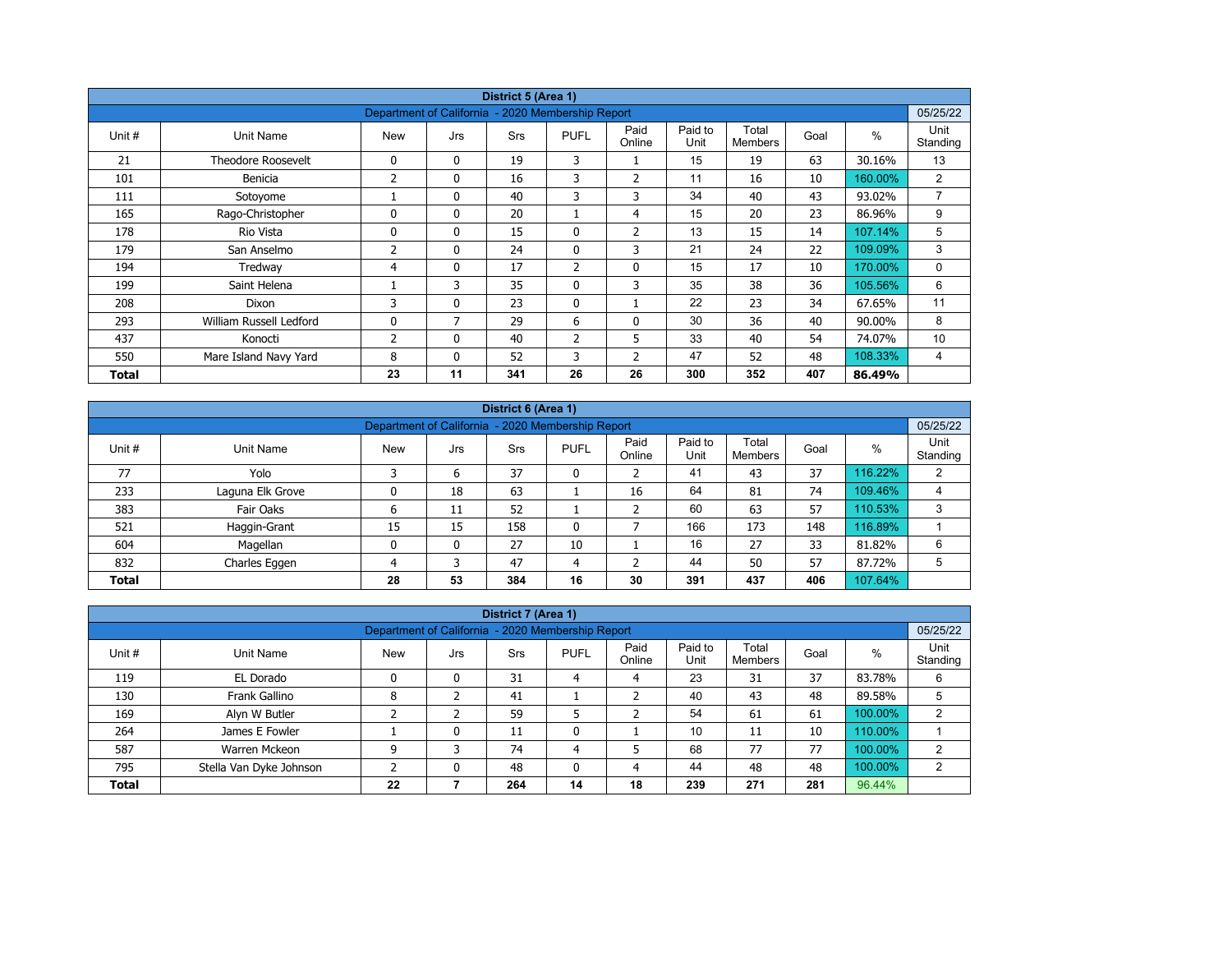| District 5 (Area 1) | | | | | | | | | | | |
|---|---|---|---|---|---|---|---|---|---|---|---|
| Department of California - 2020 Membership Report | | | | | | | | | | | 05/25/22 |
| Unit # | Unit Name | New | Jrs | Srs | PUFL | Paid Online | Paid to Unit | Total Members | Goal | % | Unit Standing |
| 21 | Theodore Roosevelt | 0 | 0 | 19 | 3 | 1 | 15 | 19 | 63 | 30.16% | 13 |
| 101 | Benicia | 2 | 0 | 16 | 3 | 2 | 11 | 16 | 10 | 160.00% | 2 |
| 111 | Sotoyome | 1 | 0 | 40 | 3 | 3 | 34 | 40 | 43 | 93.02% | 7 |
| 165 | Rago-Christopher | 0 | 0 | 20 | 1 | 4 | 15 | 20 | 23 | 86.96% | 9 |
| 178 | Rio Vista | 0 | 0 | 15 | 0 | 2 | 13 | 15 | 14 | 107.14% | 5 |
| 179 | San Anselmo | 2 | 0 | 24 | 0 | 3 | 21 | 24 | 22 | 109.09% | 3 |
| 194 | Tredway | 4 | 0 | 17 | 2 | 0 | 15 | 17 | 10 | 170.00% | 0 |
| 199 | Saint Helena | 1 | 3 | 35 | 0 | 3 | 35 | 38 | 36 | 105.56% | 6 |
| 208 | Dixon | 3 | 0 | 23 | 0 | 1 | 22 | 23 | 34 | 67.65% | 11 |
| 293 | William Russell Ledford | 0 | 7 | 29 | 6 | 0 | 30 | 36 | 40 | 90.00% | 8 |
| 437 | Konocti | 2 | 0 | 40 | 2 | 5 | 33 | 40 | 54 | 74.07% | 10 |
| 550 | Mare Island Navy Yard | 8 | 0 | 52 | 3 | 2 | 47 | 52 | 48 | 108.33% | 4 |
| **Total** | | **23** | **11** | **341** | **26** | **26** | **300** | **352** | **407** | **86.49%** | |

| District 6 (Area 1) | | | | | | | | | | | |
|---|---|---|---|---|---|---|---|---|---|---|---|
| Department of California - 2020 Membership Report | | | | | | | | | | | 05/25/22 |
| Unit # | Unit Name | New | Jrs | Srs | PUFL | Paid Online | Paid to Unit | Total Members | Goal | % | Unit Standing |
| 77 | Yolo | 3 | 6 | 37 | 0 | 2 | 41 | 43 | 37 | 116.22% | 2 |
| 233 | Laguna Elk Grove | 0 | 18 | 63 | 1 | 16 | 64 | 81 | 74 | 109.46% | 4 |
| 383 | Fair Oaks | 6 | 11 | 52 | 1 | 2 | 60 | 63 | 57 | 110.53% | 3 |
| 521 | Haggin-Grant | 15 | 15 | 158 | 0 | 7 | 166 | 173 | 148 | 116.89% | 1 |
| 604 | Magellan | 0 | 0 | 27 | 10 | 1 | 16 | 27 | 33 | 81.82% | 6 |
| 832 | Charles Eggen | 4 | 3 | 47 | 4 | 2 | 44 | 50 | 57 | 87.72% | 5 |
| **Total** | | **28** | **53** | **384** | **16** | **30** | **391** | **437** | **406** | 107.64% | |

| District 7 (Area 1) | | | | | | | | | | | |
|---|---|---|---|---|---|---|---|---|---|---|---|
| Department of California - 2020 Membership Report | | | | | | | | | | | 05/25/22 |
| Unit # | Unit Name | New | Jrs | Srs | PUFL | Paid Online | Paid to Unit | Total Members | Goal | % | Unit Standing |
| 119 | EL Dorado | 0 | 0 | 31 | 4 | 4 | 23 | 31 | 37 | 83.78% | 6 |
| 130 | Frank Gallino | 8 | 2 | 41 | 1 | 2 | 40 | 43 | 48 | 89.58% | 5 |
| 169 | Alyn W Butler | 2 | 2 | 59 | 5 | 2 | 54 | 61 | 61 | 100.00% | 2 |
| 264 | James E Fowler | 1 | 0 | 11 | 0 | 1 | 10 | 11 | 10 | 110.00% | 1 |
| 587 | Warren Mckeon | 9 | 3 | 74 | 4 | 5 | 68 | 77 | 77 | 100.00% | 2 |
| 795 | Stella Van Dyke Johnson | 2 | 0 | 48 | 0 | 4 | 44 | 48 | 48 | 100.00% | 2 |
| **Total** | | **22** | **7** | **264** | **14** | **18** | **239** | **271** | **281** | 96.44% | |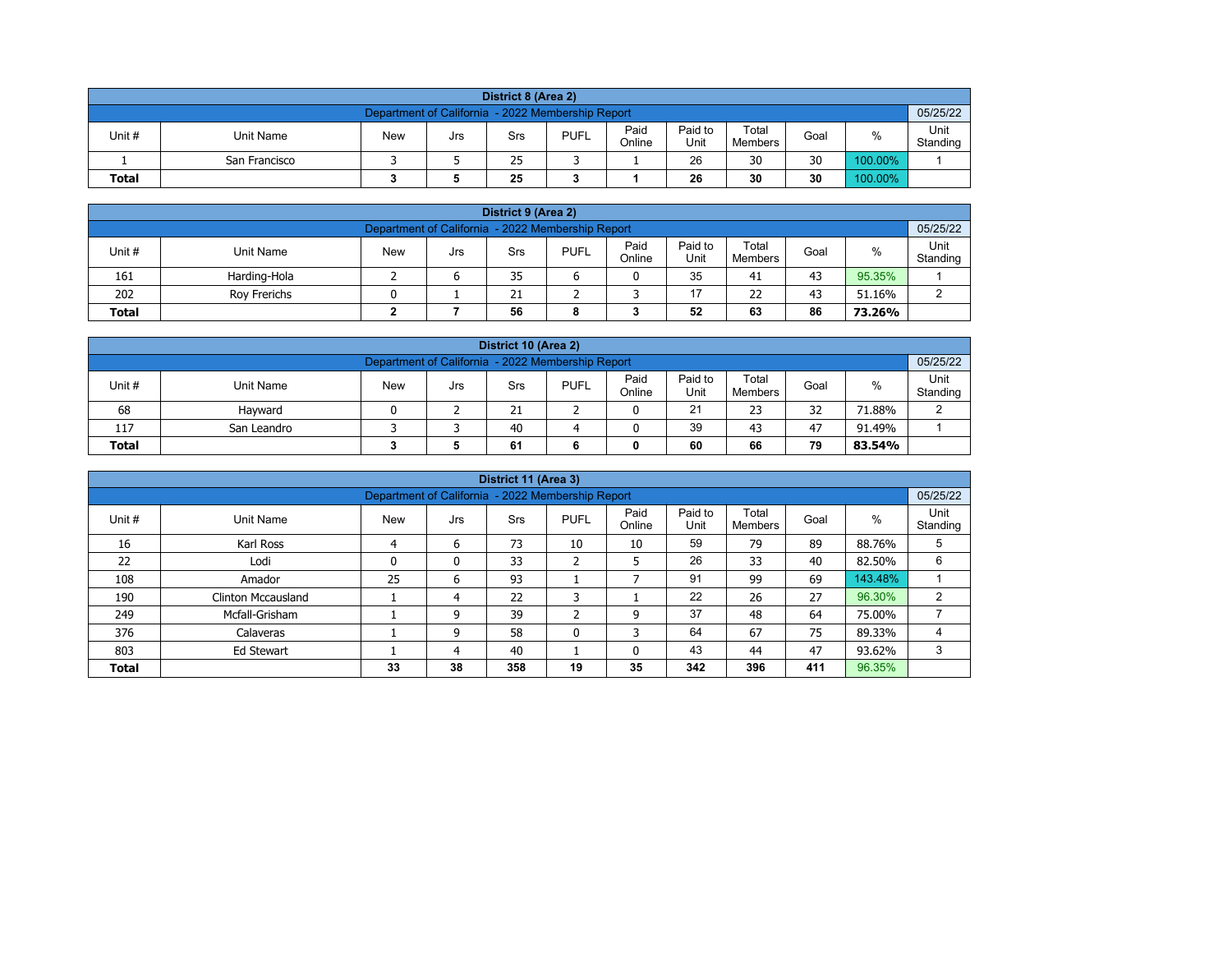| District 8 (Area 2) | | | | | | | | | | |
|---|---|---|---|---|---|---|---|---|---|---|
| Department of California - 2022 Membership Report | | | | | | | | | | 05/25/22 |
| Unit # | Unit Name | New | Jrs | Srs | PUFL | Paid Online | Paid to Unit | Total Members | Goal | % | Unit Standing |
| 1 | San Francisco | 3 | 5 | 25 | 3 | 1 | 26 | 30 | 30 | 100.00% | 1 |
| **Total** | | **3** | **5** | **25** | **3** | **1** | **26** | **30** | **30** | 100.00% | |

| District 9 (Area 2) | | | | | | | | | | | |
|---|---|---|---|---|---|---|---|---|---|---|---|
| Department of California - 2022 Membership Report | | | | | | | | | | | 05/25/22 |
| Unit # | Unit Name | New | Jrs | Srs | PUFL | Paid Online | Paid to Unit | Total Members | Goal | % | Unit Standing |
| 161 | Harding-Hola | 2 | 6 | 35 | 6 | 0 | 35 | 41 | 43 | 95.35% | 1 |
| 202 | Roy Frerichs | 0 | 1 | 21 | 2 | 3 | 17 | 22 | 43 | 51.16% | 2 |
| **Total** | | **2** | **7** | **56** | **8** | **3** | **52** | **63** | **86** | **73.26%** | |

| District 10 (Area 2) | | | | | | | | | | | |
|---|---|---|---|---|---|---|---|---|---|---|---|
| Department of California - 2022 Membership Report | | | | | | | | | | | 05/25/22 |
| Unit # | Unit Name | New | Jrs | Srs | PUFL | Paid Online | Paid to Unit | Total Members | Goal | % | Unit Standing |
| 68 | Hayward | 0 | 2 | 21 | 2 | 0 | 21 | 23 | 32 | 71.88% | 2 |
| 117 | San Leandro | 3 | 3 | 40 | 4 | 0 | 39 | 43 | 47 | 91.49% | 1 |
| **Total** | | **3** | **5** | **61** | **6** | **0** | **60** | **66** | **79** | **83.54%** | |

| District 11 (Area 3) | | | | | | | | | | | |
|---|---|---|---|---|---|---|---|---|---|---|---|
| Department of California - 2022 Membership Report | | | | | | | | | | | 05/25/22 |
| Unit # | Unit Name | New | Jrs | Srs | PUFL | Paid Online | Paid to Unit | Total Members | Goal | % | Unit Standing |
| 16 | Karl Ross | 4 | 6 | 73 | 10 | 10 | 59 | 79 | 89 | 88.76% | 5 |
| 22 | Lodi | 0 | 0 | 33 | 2 | 5 | 26 | 33 | 40 | 82.50% | 6 |
| 108 | Amador | 25 | 6 | 93 | 1 | 7 | 91 | 99 | 69 | 143.48% | 1 |
| 190 | Clinton Mccausland | 1 | 4 | 22 | 3 | 1 | 22 | 26 | 27 | 96.30% | 2 |
| 249 | Mcfall-Grisham | 1 | 9 | 39 | 2 | 9 | 37 | 48 | 64 | 75.00% | 7 |
| 376 | Calaveras | 1 | 9 | 58 | 0 | 3 | 64 | 67 | 75 | 89.33% | 4 |
| 803 | Ed Stewart | 1 | 4 | 40 | 1 | 0 | 43 | 44 | 47 | 93.62% | 3 |
| **Total** | | **33** | **38** | **358** | **19** | **35** | **342** | **396** | **411** | 96.35% | |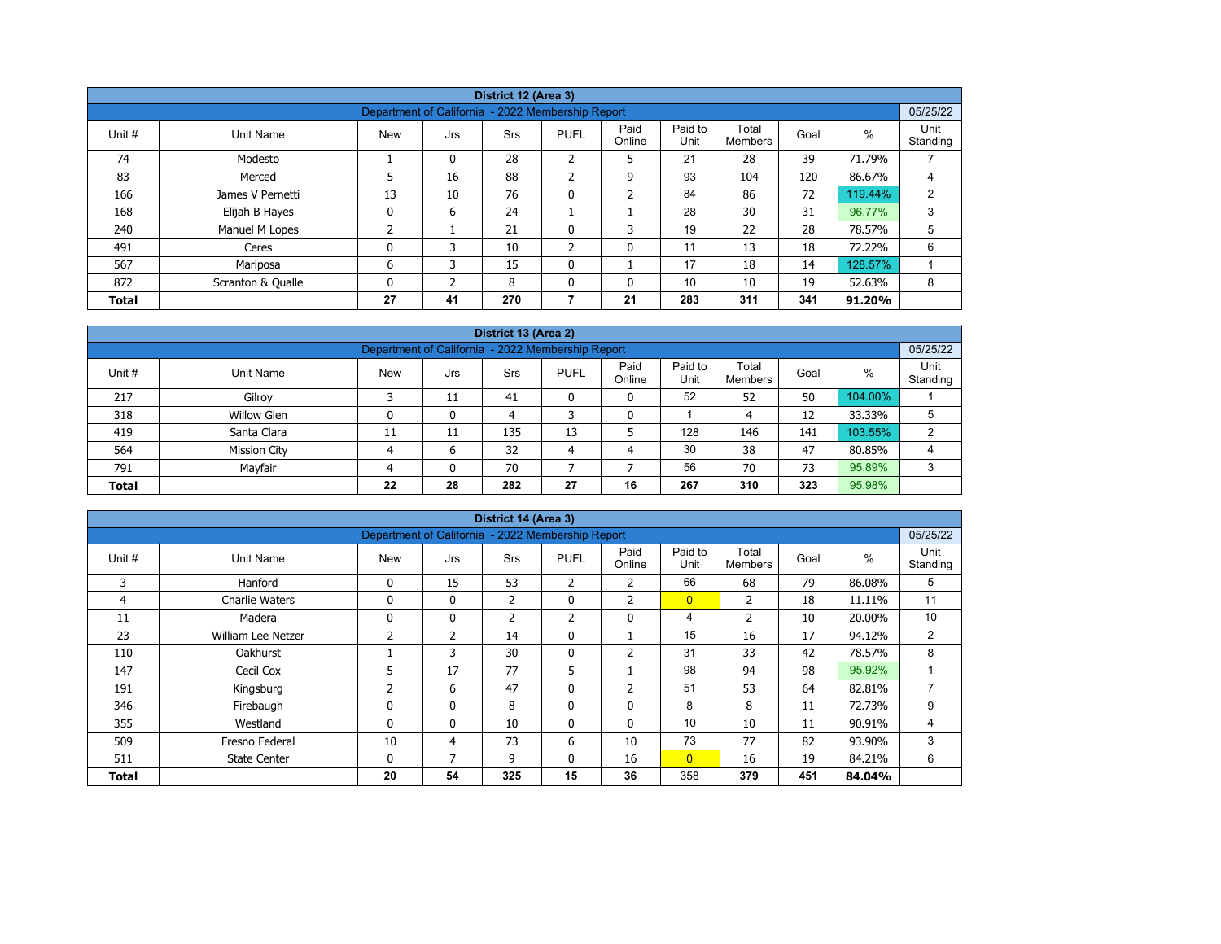| District 12 (Area 3) | | | | | | | | | | |
|---|---|---|---|---|---|---|---|---|---|---|
| Department of California - 2022 Membership Report | | | | | | | | | | 05/25/22 |
| Unit # | Unit Name | New | Jrs | Srs | PUFL | Paid Online | Paid to Unit | Total Members | Goal | % | Unit Standing |
| 74 | Modesto | 1 | 0 | 28 | 2 | 5 | 21 | 28 | 39 | 71.79% | 7 |
| 83 | Merced | 5 | 16 | 88 | 2 | 9 | 93 | 104 | 120 | 86.67% | 4 |
| 166 | James V Pernetti | 13 | 10 | 76 | 0 | 2 | 84 | 86 | 72 | 119.44% | 2 |
| 168 | Elijah B Hayes | 0 | 6 | 24 | 1 | 1 | 28 | 30 | 31 | 96.77% | 3 |
| 240 | Manuel M Lopes | 2 | 1 | 21 | 0 | 3 | 19 | 22 | 28 | 78.57% | 5 |
| 491 | Ceres | 0 | 3 | 10 | 2 | 0 | 11 | 13 | 18 | 72.22% | 6 |
| 567 | Mariposa | 6 | 3 | 15 | 0 | 1 | 17 | 18 | 14 | 128.57% | 1 |
| 872 | Scranton & Qualle | 0 | 2 | 8 | 0 | 0 | 10 | 10 | 19 | 52.63% | 8 |
| **Total** | | **27** | **41** | **270** | **7** | **21** | **283** | **311** | **341** | **91.20%** | |

| District 13 (Area 2) | | | | | | | | | | | |
|---|---|---|---|---|---|---|---|---|---|---|---|
| Department of California - 2022 Membership Report | | | | | | | | | | | 05/25/22 |
| Unit # | Unit Name | New | Jrs | Srs | PUFL | Paid Online | Paid to Unit | Total Members | Goal | % | Unit Standing |
| 217 | Gilroy | 3 | 11 | 41 | 0 | 0 | 52 | 52 | 50 | 104.00% | 1 |
| 318 | Willow Glen | 0 | 0 | 4 | 3 | 0 | 1 | 4 | 12 | 33.33% | 5 |
| 419 | Santa Clara | 11 | 11 | 135 | 13 | 5 | 128 | 146 | 141 | 103.55% | 2 |
| 564 | Mission City | 4 | 6 | 32 | 4 | 4 | 30 | 38 | 47 | 80.85% | 4 |
| 791 | Mayfair | 4 | 0 | 70 | 7 | 7 | 56 | 70 | 73 | 95.89% | 3 |
| **Total** | | **22** | **28** | **282** | **27** | **16** | **267** | **310** | **323** | 95.98% | |

| District 14 (Area 3) | | | | | | | | | | | |
|---|---|---|---|---|---|---|---|---|---|---|---|
| Department of California - 2022 Membership Report | | | | | | | | | | | 05/25/22 |
| Unit # | Unit Name | New | Jrs | Srs | PUFL | Paid Online | Paid to Unit | Total Members | Goal | % | Unit Standing |
| 3 | Hanford | 0 | 15 | 53 | 2 | 2 | 66 | 68 | 79 | 86.08% | 5 |
| 4 | Charlie Waters | 0 | 0 | 2 | 0 | 2 | 0 | 2 | 18 | 11.11% | 11 |
| 11 | Madera | 0 | 0 | 2 | 2 | 0 | 4 | 2 | 10 | 20.00% | 10 |
| 23 | William Lee Netzer | 2 | 2 | 14 | 0 | 1 | 15 | 16 | 17 | 94.12% | 2 |
| 110 | Oakhurst | 1 | 3 | 30 | 0 | 2 | 31 | 33 | 42 | 78.57% | 8 |
| 147 | Cecil Cox | 5 | 17 | 77 | 5 | 1 | 98 | 94 | 98 | 95.92% | 1 |
| 191 | Kingsburg | 2 | 6 | 47 | 0 | 2 | 51 | 53 | 64 | 82.81% | 7 |
| 346 | Firebaugh | 0 | 0 | 8 | 0 | 0 | 8 | 8 | 11 | 72.73% | 9 |
| 355 | Westland | 0 | 0 | 10 | 0 | 0 | 10 | 10 | 11 | 90.91% | 4 |
| 509 | Fresno Federal | 10 | 4 | 73 | 6 | 10 | 73 | 77 | 82 | 93.90% | 3 |
| 511 | State Center | 0 | 7 | 9 | 0 | 16 | 0 | 16 | 19 | 84.21% | 6 |
| **Total** | | **20** | **54** | **325** | **15** | **36** | 358 | **379** | **451** | **84.04%** | |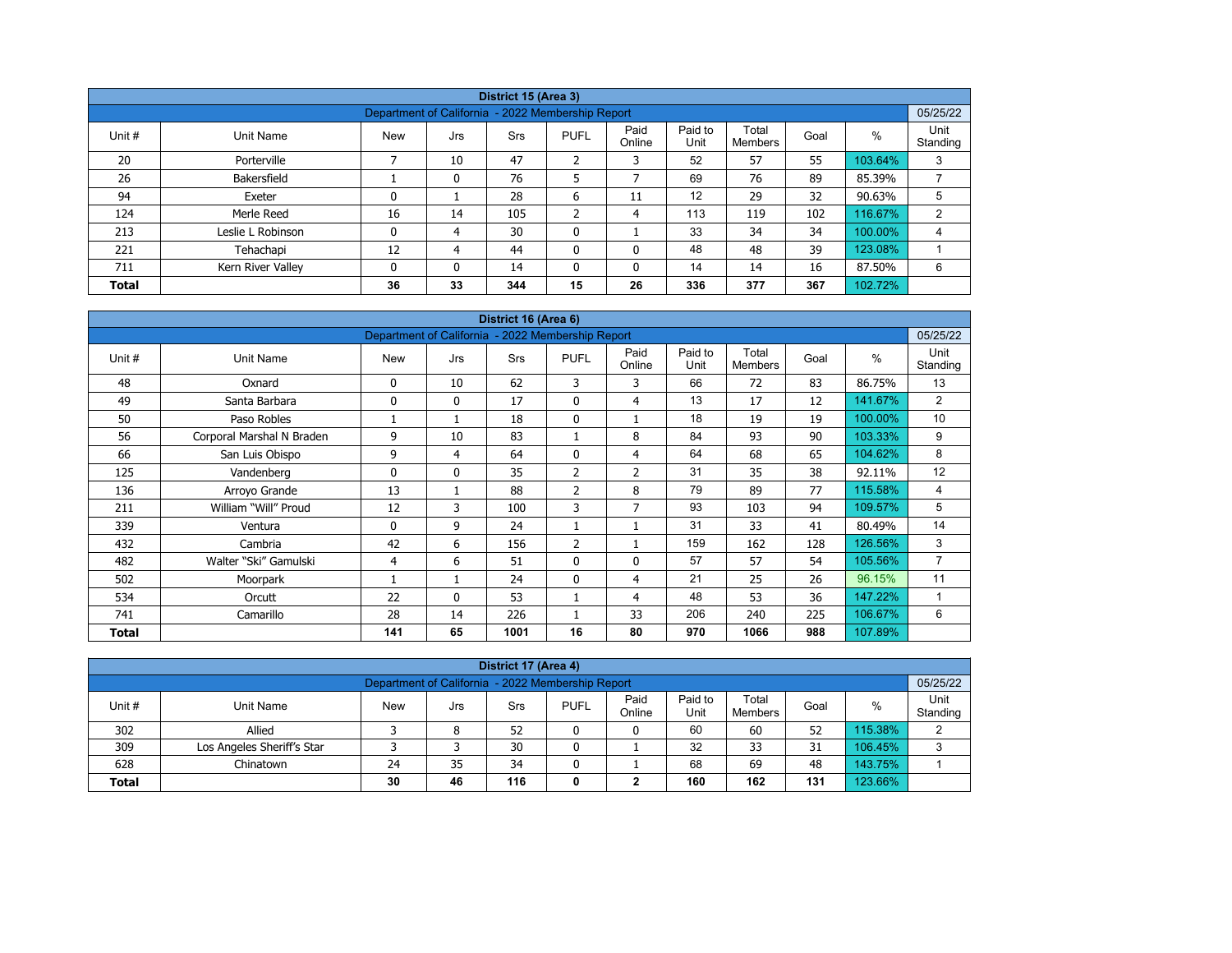| District 15 (Area 3) | | | | | | | | | | |
|---|---|---|---|---|---|---|---|---|---|---|
| Department of California - 2022 Membership Report | | | | | | | | | | 05/25/22 |
| Unit # | Unit Name | New | Jrs | Srs | PUFL | Paid Online | Paid to Unit | Total Members | Goal | % | Unit Standing |
| 20 | Porterville | 7 | 10 | 47 | 2 | 3 | 52 | 57 | 55 | 103.64% | 3 |
| 26 | Bakersfield | 1 | 0 | 76 | 5 | 7 | 69 | 76 | 89 | 85.39% | 7 |
| 94 | Exeter | 0 | 1 | 28 | 6 | 11 | 12 | 29 | 32 | 90.63% | 5 |
| 124 | Merle Reed | 16 | 14 | 105 | 2 | 4 | 113 | 119 | 102 | 116.67% | 2 |
| 213 | Leslie L Robinson | 0 | 4 | 30 | 0 | 1 | 33 | 34 | 34 | 100.00% | 4 |
| 221 | Tehachapi | 12 | 4 | 44 | 0 | 0 | 48 | 48 | 39 | 123.08% | 1 |
| 711 | Kern River Valley | 0 | 0 | 14 | 0 | 0 | 14 | 14 | 16 | 87.50% | 6 |
| **Total** | | **36** | **33** | **344** | **15** | **26** | **336** | **377** | **367** | 102.72% | |

| District 16 (Area 6) | | | | | | | | | | | |
|---|---|---|---|---|---|---|---|---|---|---|---|
| Department of California - 2022 Membership Report | | | | | | | | | | | 05/25/22 |
| Unit # | Unit Name | New | Jrs | Srs | PUFL | Paid Online | Paid to Unit | Total Members | Goal | % | Unit Standing |
| 48 | Oxnard | 0 | 10 | 62 | 3 | 3 | 66 | 72 | 83 | 86.75% | 13 |
| 49 | Santa Barbara | 0 | 0 | 17 | 0 | 4 | 13 | 17 | 12 | 141.67% | 2 |
| 50 | Paso Robles | 1 | 1 | 18 | 0 | 1 | 18 | 19 | 19 | 100.00% | 10 |
| 56 | Corporal Marshal N Braden | 9 | 10 | 83 | 1 | 8 | 84 | 93 | 90 | 103.33% | 9 |
| 66 | San Luis Obispo | 9 | 4 | 64 | 0 | 4 | 64 | 68 | 65 | 104.62% | 8 |
| 125 | Vandenberg | 0 | 0 | 35 | 2 | 2 | 31 | 35 | 38 | 92.11% | 12 |
| 136 | Arroyo Grande | 13 | 1 | 88 | 2 | 8 | 79 | 89 | 77 | 115.58% | 4 |
| 211 | William "Will" Proud | 12 | 3 | 100 | 3 | 7 | 93 | 103 | 94 | 109.57% | 5 |
| 339 | Ventura | 0 | 9 | 24 | 1 | 1 | 31 | 33 | 41 | 80.49% | 14 |
| 432 | Cambria | 42 | 6 | 156 | 2 | 1 | 159 | 162 | 128 | 126.56% | 3 |
| 482 | Walter "Ski" Gamulski | 4 | 6 | 51 | 0 | 0 | 57 | 57 | 54 | 105.56% | 7 |
| 502 | Moorpark | 1 | 1 | 24 | 0 | 4 | 21 | 25 | 26 | 96.15% | 11 |
| 534 | Orcutt | 22 | 0 | 53 | 1 | 4 | 48 | 53 | 36 | 147.22% | 1 |
| 741 | Camarillo | 28 | 14 | 226 | 1 | 33 | 206 | 240 | 225 | 106.67% | 6 |
| **Total** | | **141** | **65** | **1001** | **16** | **80** | **970** | **1066** | **988** | 107.89% | |

| District 17 (Area 4) | | | | | | | | | | | |
|---|---|---|---|---|---|---|---|---|---|---|---|
| Department of California - 2022 Membership Report | | | | | | | | | | | 05/25/22 |
| Unit # | Unit Name | New | Jrs | Srs | PUFL | Paid Online | Paid to Unit | Total Members | Goal | % | Unit Standing |
| 302 | Allied | 3 | 8 | 52 | 0 | 0 | 60 | 60 | 52 | 115.38% | 2 |
| 309 | Los Angeles Sheriff's Star | 3 | 3 | 30 | 0 | 1 | 32 | 33 | 31 | 106.45% | 3 |
| 628 | Chinatown | 24 | 35 | 34 | 0 | 1 | 68 | 69 | 48 | 143.75% | 1 |
| **Total** | | **30** | **46** | **116** | **0** | **2** | **160** | **162** | **131** | 123.66% | |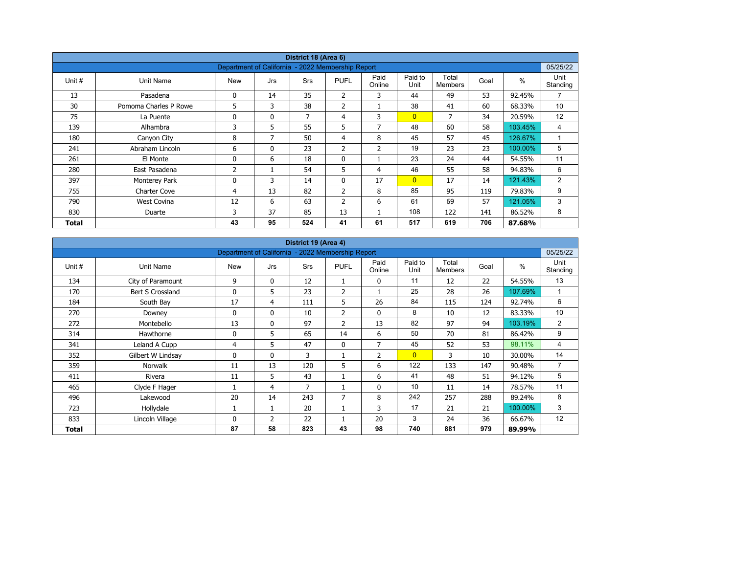| District 18 (Area 6) | | | | | | | | | | | |
|---|---|---|---|---|---|---|---|---|---|---|---|
| Department of California - 2022 Membership Report | | | | | | | | | | | 05/25/22 |
| Unit # | Unit Name | New | Jrs | Srs | PUFL | Paid Online | Paid to Unit | Total Members | Goal | % | Unit Standing |
| 13 | Pasadena | 0 | 14 | 35 | 2 | 3 | 44 | 49 | 53 | 92.45% | 7 |
| 30 | Pomona Charles P Rowe | 5 | 3 | 38 | 2 | 1 | 38 | 41 | 60 | 68.33% | 10 |
| 75 | La Puente | 0 | 0 | 7 | 4 | 3 | 0 | 7 | 34 | 20.59% | 12 |
| 139 | Alhambra | 3 | 5 | 55 | 5 | 7 | 48 | 60 | 58 | 103.45% | 4 |
| 180 | Canyon City | 8 | 7 | 50 | 4 | 8 | 45 | 57 | 45 | 126.67% | 1 |
| 241 | Abraham Lincoln | 6 | 0 | 23 | 2 | 2 | 19 | 23 | 23 | 100.00% | 5 |
| 261 | El Monte | 0 | 6 | 18 | 0 | 1 | 23 | 24 | 44 | 54.55% | 11 |
| 280 | East Pasadena | 2 | 1 | 54 | 5 | 4 | 46 | 55 | 58 | 94.83% | 6 |
| 397 | Monterey Park | 0 | 3 | 14 | 0 | 17 | 0 | 17 | 14 | 121.43% | 2 |
| 755 | Charter Cove | 4 | 13 | 82 | 2 | 8 | 85 | 95 | 119 | 79.83% | 9 |
| 790 | West Covina | 12 | 6 | 63 | 2 | 6 | 61 | 69 | 57 | 121.05% | 3 |
| 830 | Duarte | 3 | 37 | 85 | 13 | 1 | 108 | 122 | 141 | 86.52% | 8 |
| **Total** | | **43** | **95** | **524** | **41** | **61** | **517** | **619** | **706** | **87.68%** | |

| District 19 (Area 4) | | | | | | | | | | | |
|---|---|---|---|---|---|---|---|---|---|---|---|
| Department of California - 2022 Membership Report | | | | | | | | | | | 05/25/22 |
| Unit # | Unit Name | New | Jrs | Srs | PUFL | Paid Online | Paid to Unit | Total Members | Goal | % | Unit Standing |
| 134 | City of Paramount | 9 | 0 | 12 | 1 | 0 | 11 | 12 | 22 | 54.55% | 13 |
| 170 | Bert S Crossland | 0 | 5 | 23 | 2 | 1 | 25 | 28 | 26 | 107.69% | 1 |
| 184 | South Bay | 17 | 4 | 111 | 5 | 26 | 84 | 115 | 124 | 92.74% | 6 |
| 270 | Downey | 0 | 0 | 10 | 2 | 0 | 8 | 10 | 12 | 83.33% | 10 |
| 272 | Montebello | 13 | 0 | 97 | 2 | 13 | 82 | 97 | 94 | 103.19% | 2 |
| 314 | Hawthorne | 0 | 5 | 65 | 14 | 6 | 50 | 70 | 81 | 86.42% | 9 |
| 341 | Leland A Cupp | 4 | 5 | 47 | 0 | 7 | 45 | 52 | 53 | 98.11% | 4 |
| 352 | Gilbert W Lindsay | 0 | 0 | 3 | 1 | 2 | 0 | 3 | 10 | 30.00% | 14 |
| 359 | Norwalk | 11 | 13 | 120 | 5 | 6 | 122 | 133 | 147 | 90.48% | 7 |
| 411 | Rivera | 11 | 5 | 43 | 1 | 6 | 41 | 48 | 51 | 94.12% | 5 |
| 465 | Clyde F Hager | 1 | 4 | 7 | 1 | 0 | 10 | 11 | 14 | 78.57% | 11 |
| 496 | Lakewood | 20 | 14 | 243 | 7 | 8 | 242 | 257 | 288 | 89.24% | 8 |
| 723 | Hollydale | 1 | 1 | 20 | 1 | 3 | 17 | 21 | 21 | 100.00% | 3 |
| 833 | Lincoln Village | 0 | 2 | 22 | 1 | 20 | 3 | 24 | 36 | 66.67% | 12 |
| **Total** | | **87** | **58** | **823** | **43** | **98** | **740** | **881** | **979** | **89.99%** | |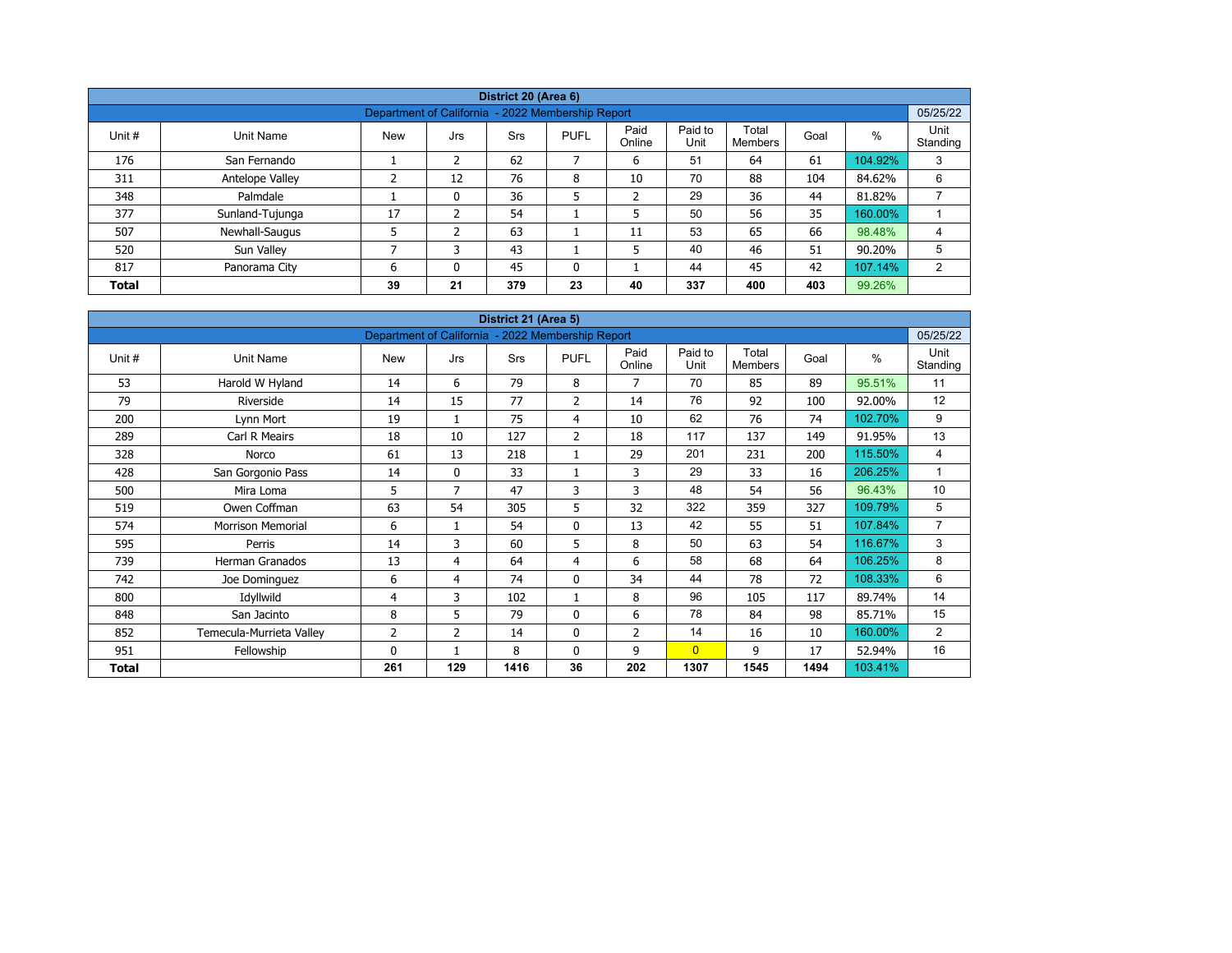| District 20 (Area 6) | | | | | | | | | | | |
|---|---|---|---|---|---|---|---|---|---|---|---|
| Department of California - 2022 Membership Report | | | | | | | | | | | 05/25/22 |
| Unit # | Unit Name | New | Jrs | Srs | PUFL | Paid Online | Paid to Unit | Total Members | Goal | % | Unit Standing |
| 176 | San Fernando | 1 | 2 | 62 | 7 | 6 | 51 | 64 | 61 | 104.92% | 3 |
| 311 | Antelope Valley | 2 | 12 | 76 | 8 | 10 | 70 | 88 | 104 | 84.62% | 6 |
| 348 | Palmdale | 1 | 0 | 36 | 5 | 2 | 29 | 36 | 44 | 81.82% | 7 |
| 377 | Sunland-Tujunga | 17 | 2 | 54 | 1 | 5 | 50 | 56 | 35 | 160.00% | 1 |
| 507 | Newhall-Saugus | 5 | 2 | 63 | 1 | 11 | 53 | 65 | 66 | 98.48% | 4 |
| 520 | Sun Valley | 7 | 3 | 43 | 1 | 5 | 40 | 46 | 51 | 90.20% | 5 |
| 817 | Panorama City | 6 | 0 | 45 | 0 | 1 | 44 | 45 | 42 | 107.14% | 2 |
| **Total** | | **39** | **21** | **379** | **23** | **40** | **337** | **400** | **403** | 99.26% | |

| District 21 (Area 5) | | | | | | | | | | | |
|---|---|---|---|---|---|---|---|---|---|---|---|
| Department of California - 2022 Membership Report | | | | | | | | | | | 05/25/22 |
| Unit # | Unit Name | New | Jrs | Srs | PUFL | Paid Online | Paid to Unit | Total Members | Goal | % | Unit Standing |
| 53 | Harold W Hyland | 14 | 6 | 79 | 8 | 7 | 70 | 85 | 89 | 95.51% | 11 |
| 79 | Riverside | 14 | 15 | 77 | 2 | 14 | 76 | 92 | 100 | 92.00% | 12 |
| 200 | Lynn Mort | 19 | 1 | 75 | 4 | 10 | 62 | 76 | 74 | 102.70% | 9 |
| 289 | Carl R Meairs | 18 | 10 | 127 | 2 | 18 | 117 | 137 | 149 | 91.95% | 13 |
| 328 | Norco | 61 | 13 | 218 | 1 | 29 | 201 | 231 | 200 | 115.50% | 4 |
| 428 | San Gorgonio Pass | 14 | 0 | 33 | 1 | 3 | 29 | 33 | 16 | 206.25% | 1 |
| 500 | Mira Loma | 5 | 7 | 47 | 3 | 3 | 48 | 54 | 56 | 96.43% | 10 |
| 519 | Owen Coffman | 63 | 54 | 305 | 5 | 32 | 322 | 359 | 327 | 109.79% | 5 |
| 574 | Morrison Memorial | 6 | 1 | 54 | 0 | 13 | 42 | 55 | 51 | 107.84% | 7 |
| 595 | Perris | 14 | 3 | 60 | 5 | 8 | 50 | 63 | 54 | 116.67% | 3 |
| 739 | Herman Granados | 13 | 4 | 64 | 4 | 6 | 58 | 68 | 64 | 106.25% | 8 |
| 742 | Joe Dominguez | 6 | 4 | 74 | 0 | 34 | 44 | 78 | 72 | 108.33% | 6 |
| 800 | Idyllwild | 4 | 3 | 102 | 1 | 8 | 96 | 105 | 117 | 89.74% | 14 |
| 848 | San Jacinto | 8 | 5 | 79 | 0 | 6 | 78 | 84 | 98 | 85.71% | 15 |
| 852 | Temecula-Murrieta Valley | 2 | 2 | 14 | 0 | 2 | 14 | 16 | 10 | 160.00% | 2 |
| 951 | Fellowship | 0 | 1 | 8 | 0 | 9 | 0 | 9 | 17 | 52.94% | 16 |
| **Total** | | **261** | **129** | **1416** | **36** | **202** | **1307** | **1545** | **1494** | 103.41% | |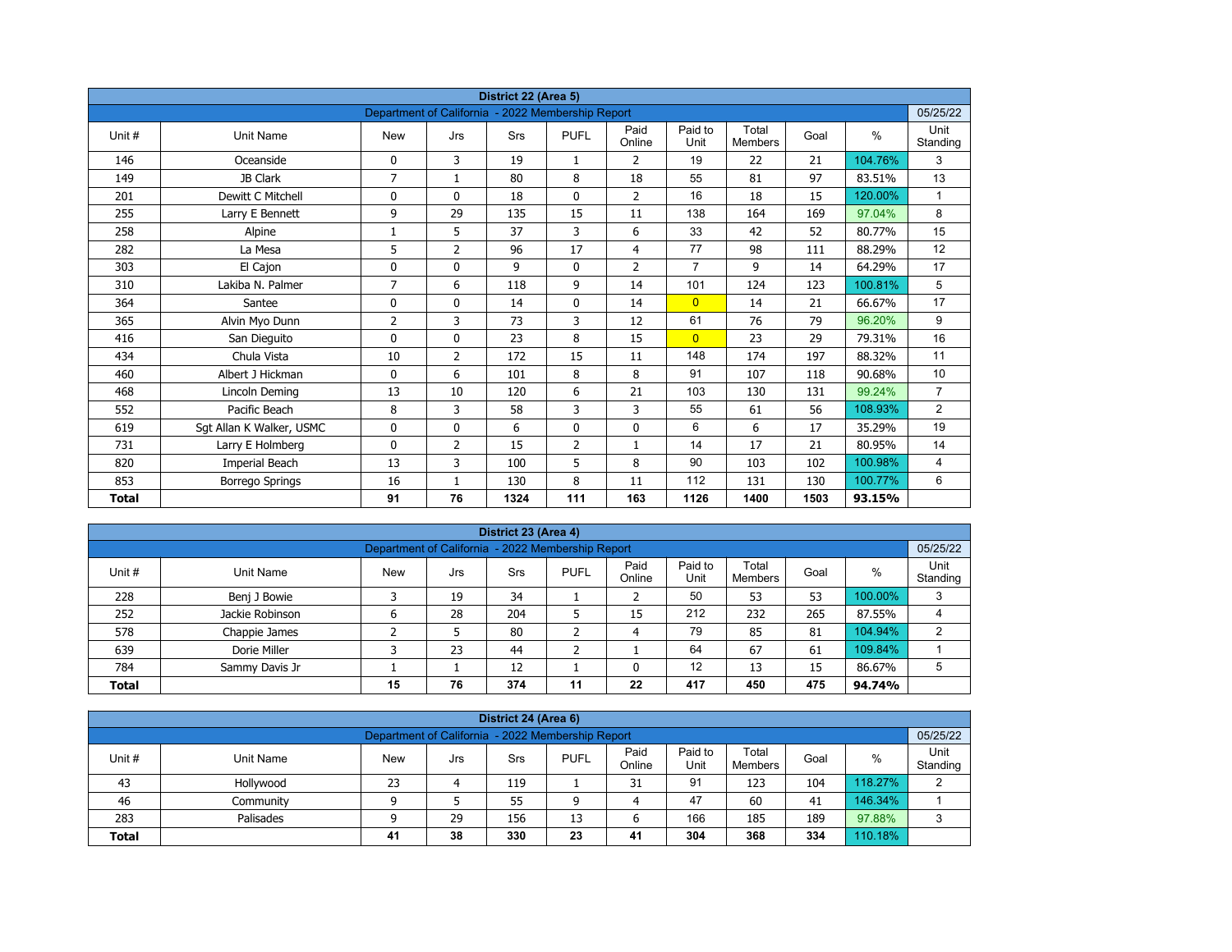| District 22 (Area 5) | | | | | | | | | | |
|---|---|---|---|---|---|---|---|---|---|---|
| Department of California - 2022 Membership Report | | | | | | | | | | 05/25/22 |
| Unit # | Unit Name | New | Jrs | Srs | PUFL | Paid Online | Paid to Unit | Total Members | Goal | % | Unit Standing |
| 146 | Oceanside | 0 | 3 | 19 | 1 | 2 | 19 | 22 | 21 | 104.76% | 3 |
| 149 | JB Clark | 7 | 1 | 80 | 8 | 18 | 55 | 81 | 97 | 83.51% | 13 |
| 201 | Dewitt C Mitchell | 0 | 0 | 18 | 0 | 2 | 16 | 18 | 15 | 120.00% | 1 |
| 255 | Larry E Bennett | 9 | 29 | 135 | 15 | 11 | 138 | 164 | 169 | 97.04% | 8 |
| 258 | Alpine | 1 | 5 | 37 | 3 | 6 | 33 | 42 | 52 | 80.77% | 15 |
| 282 | La Mesa | 5 | 2 | 96 | 17 | 4 | 77 | 98 | 111 | 88.29% | 12 |
| 303 | El Cajon | 0 | 0 | 9 | 0 | 2 | 7 | 9 | 14 | 64.29% | 17 |
| 310 | Lakiba N. Palmer | 7 | 6 | 118 | 9 | 14 | 101 | 124 | 123 | 100.81% | 5 |
| 364 | Santee | 0 | 0 | 14 | 0 | 14 | 0 | 14 | 21 | 66.67% | 17 |
| 365 | Alvin Myo Dunn | 2 | 3 | 73 | 3 | 12 | 61 | 76 | 79 | 96.20% | 9 |
| 416 | San Dieguito | 0 | 0 | 23 | 8 | 15 | 0 | 23 | 29 | 79.31% | 16 |
| 434 | Chula Vista | 10 | 2 | 172 | 15 | 11 | 148 | 174 | 197 | 88.32% | 11 |
| 460 | Albert J Hickman | 0 | 6 | 101 | 8 | 8 | 91 | 107 | 118 | 90.68% | 10 |
| 468 | Lincoln Deming | 13 | 10 | 120 | 6 | 21 | 103 | 130 | 131 | 99.24% | 7 |
| 552 | Pacific Beach | 8 | 3 | 58 | 3 | 3 | 55 | 61 | 56 | 108.93% | 2 |
| 619 | Sgt Allan K Walker, USMC | 0 | 0 | 6 | 0 | 0 | 6 | 6 | 17 | 35.29% | 19 |
| 731 | Larry E Holmberg | 0 | 2 | 15 | 2 | 1 | 14 | 17 | 21 | 80.95% | 14 |
| 820 | Imperial Beach | 13 | 3 | 100 | 5 | 8 | 90 | 103 | 102 | 100.98% | 4 |
| 853 | Borrego Springs | 16 | 1 | 130 | 8 | 11 | 112 | 131 | 130 | 100.77% | 6 |
| **Total** | | **91** | **76** | **1324** | **111** | **163** | **1126** | **1400** | **1503** | **93.15%** | |

| District 23 (Area 4) | | | | | | | | | | |
|---|---|---|---|---|---|---|---|---|---|---|
| Department of California - 2022 Membership Report | | | | | | | | | | 05/25/22 |
| Unit # | Unit Name | New | Jrs | Srs | PUFL | Paid Online | Paid to Unit | Total Members | Goal | % | Unit Standing |
| 228 | Benj J Bowie | 3 | 19 | 34 | 1 | 2 | 50 | 53 | 53 | 100.00% | 3 |
| 252 | Jackie Robinson | 6 | 28 | 204 | 5 | 15 | 212 | 232 | 265 | 87.55% | 4 |
| 578 | Chappie James | 2 | 5 | 80 | 2 | 4 | 79 | 85 | 81 | 104.94% | 2 |
| 639 | Dorie Miller | 3 | 23 | 44 | 2 | 1 | 64 | 67 | 61 | 109.84% | 1 |
| 784 | Sammy Davis Jr | 1 | 1 | 12 | 1 | 0 | 12 | 13 | 15 | 86.67% | 5 |
| **Total** | | **15** | **76** | **374** | **11** | **22** | **417** | **450** | **475** | **94.74%** | |

| District 24 (Area 6) | | | | | | | | | | |
|---|---|---|---|---|---|---|---|---|---|---|
| Department of California - 2022 Membership Report | | | | | | | | | | 05/25/22 |
| Unit # | Unit Name | New | Jrs | Srs | PUFL | Paid Online | Paid to Unit | Total Members | Goal | % | Unit Standing |
| 43 | Hollywood | 23 | 4 | 119 | 1 | 31 | 91 | 123 | 104 | 118.27% | 2 |
| 46 | Community | 9 | 5 | 55 | 9 | 4 | 47 | 60 | 41 | 146.34% | 1 |
| 283 | Palisades | 9 | 29 | 156 | 13 | 6 | 166 | 185 | 189 | 97.88% | 3 |
| **Total** | | **41** | **38** | **330** | **23** | **41** | **304** | **368** | **334** | **110.18%** | |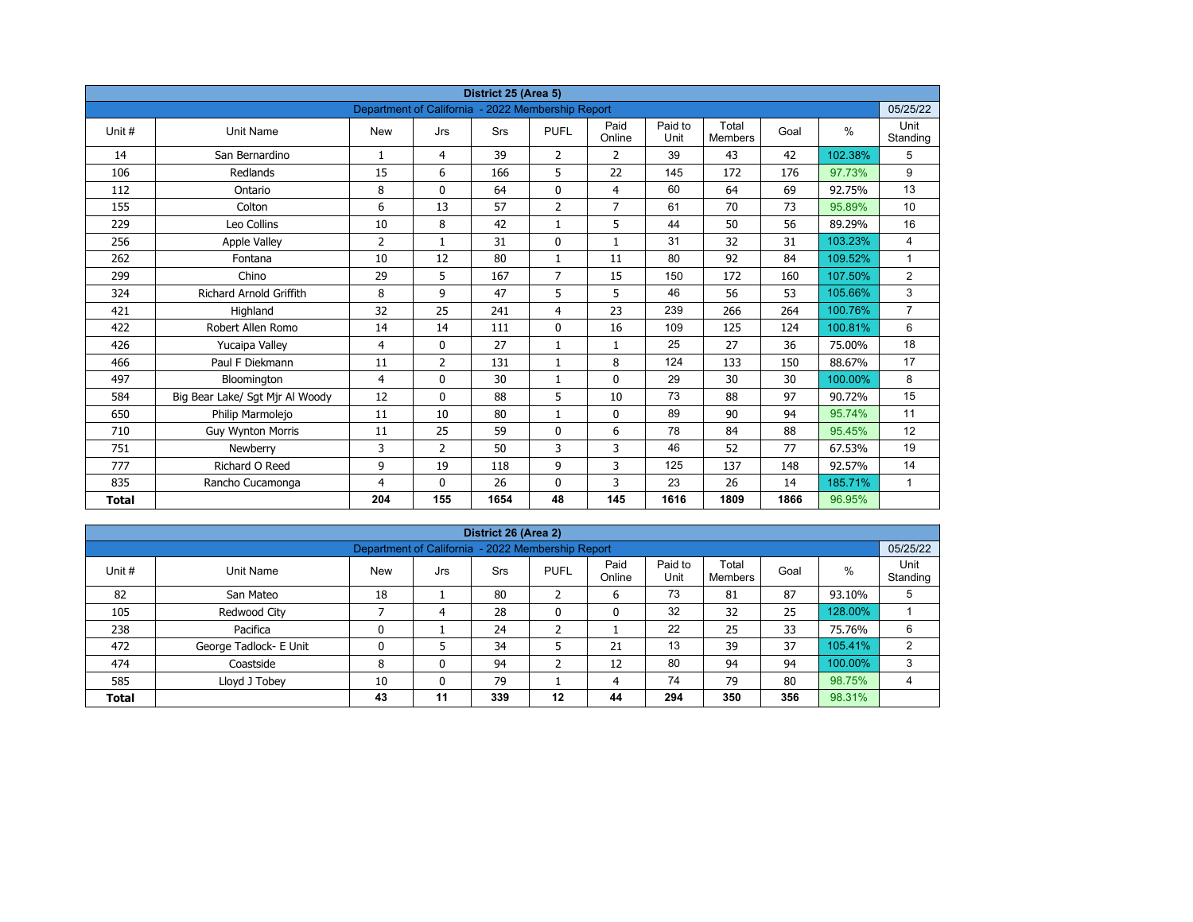| District 25 (Area 5) | | | | | | | | | | | |
|---|---|---|---|---|---|---|---|---|---|---|---|
| Department of California - 2022 Membership Report | | | | | | | | | | | 05/25/22 |
| Unit # | Unit Name | New | Jrs | Srs | PUFL | Paid Online | Paid to Unit | Total Members | Goal | % | Unit Standing |
| 14 | San Bernardino | 1 | 4 | 39 | 2 | 2 | 39 | 43 | 42 | 102.38% | 5 |
| 106 | Redlands | 15 | 6 | 166 | 5 | 22 | 145 | 172 | 176 | 97.73% | 9 |
| 112 | Ontario | 8 | 0 | 64 | 0 | 4 | 60 | 64 | 69 | 92.75% | 13 |
| 155 | Colton | 6 | 13 | 57 | 2 | 7 | 61 | 70 | 73 | 95.89% | 10 |
| 229 | Leo Collins | 10 | 8 | 42 | 1 | 5 | 44 | 50 | 56 | 89.29% | 16 |
| 256 | Apple Valley | 2 | 1 | 31 | 0 | 1 | 31 | 32 | 31 | 103.23% | 4 |
| 262 | Fontana | 10 | 12 | 80 | 1 | 11 | 80 | 92 | 84 | 109.52% | 1 |
| 299 | Chino | 29 | 5 | 167 | 7 | 15 | 150 | 172 | 160 | 107.50% | 2 |
| 324 | Richard Arnold Griffith | 8 | 9 | 47 | 5 | 5 | 46 | 56 | 53 | 105.66% | 3 |
| 421 | Highland | 32 | 25 | 241 | 4 | 23 | 239 | 266 | 264 | 100.76% | 7 |
| 422 | Robert Allen Romo | 14 | 14 | 111 | 0 | 16 | 109 | 125 | 124 | 100.81% | 6 |
| 426 | Yucaipa Valley | 4 | 0 | 27 | 1 | 1 | 25 | 27 | 36 | 75.00% | 18 |
| 466 | Paul F Diekmann | 11 | 2 | 131 | 1 | 8 | 124 | 133 | 150 | 88.67% | 17 |
| 497 | Bloomington | 4 | 0 | 30 | 1 | 0 | 29 | 30 | 30 | 100.00% | 8 |
| 584 | Big Bear Lake/ Sgt Mjr Al Woody | 12 | 0 | 88 | 5 | 10 | 73 | 88 | 97 | 90.72% | 15 |
| 650 | Philip Marmolejo | 11 | 10 | 80 | 1 | 0 | 89 | 90 | 94 | 95.74% | 11 |
| 710 | Guy Wynton Morris | 11 | 25 | 59 | 0 | 6 | 78 | 84 | 88 | 95.45% | 12 |
| 751 | Newberry | 3 | 2 | 50 | 3 | 3 | 46 | 52 | 77 | 67.53% | 19 |
| 777 | Richard O Reed | 9 | 19 | 118 | 9 | 3 | 125 | 137 | 148 | 92.57% | 14 |
| 835 | Rancho Cucamonga | 4 | 0 | 26 | 0 | 3 | 23 | 26 | 14 | 185.71% | 1 |
| **Total** | | **204** | **155** | **1654** | **48** | **145** | **1616** | **1809** | **1866** | 96.95% | |

| District 26 (Area 2) | | | | | | | | | | | |
|---|---|---|---|---|---|---|---|---|---|---|---|
| Department of California - 2022 Membership Report | | | | | | | | | | | 05/25/22 |
| Unit # | Unit Name | New | Jrs | Srs | PUFL | Paid Online | Paid to Unit | Total Members | Goal | % | Unit Standing |
| 82 | San Mateo | 18 | 1 | 80 | 2 | 6 | 73 | 81 | 87 | 93.10% | 5 |
| 105 | Redwood City | 7 | 4 | 28 | 0 | 0 | 32 | 32 | 25 | 128.00% | 1 |
| 238 | Pacifica | 0 | 1 | 24 | 2 | 1 | 22 | 25 | 33 | 75.76% | 6 |
| 472 | George Tadlock- E Unit | 0 | 5 | 34 | 5 | 21 | 13 | 39 | 37 | 105.41% | 2 |
| 474 | Coastside | 8 | 0 | 94 | 2 | 12 | 80 | 94 | 94 | 100.00% | 3 |
| 585 | Lloyd J Tobey | 10 | 0 | 79 | 1 | 4 | 74 | 79 | 80 | 98.75% | 4 |
| **Total** | | **43** | **11** | **339** | **12** | **44** | **294** | **350** | **356** | 98.31% | |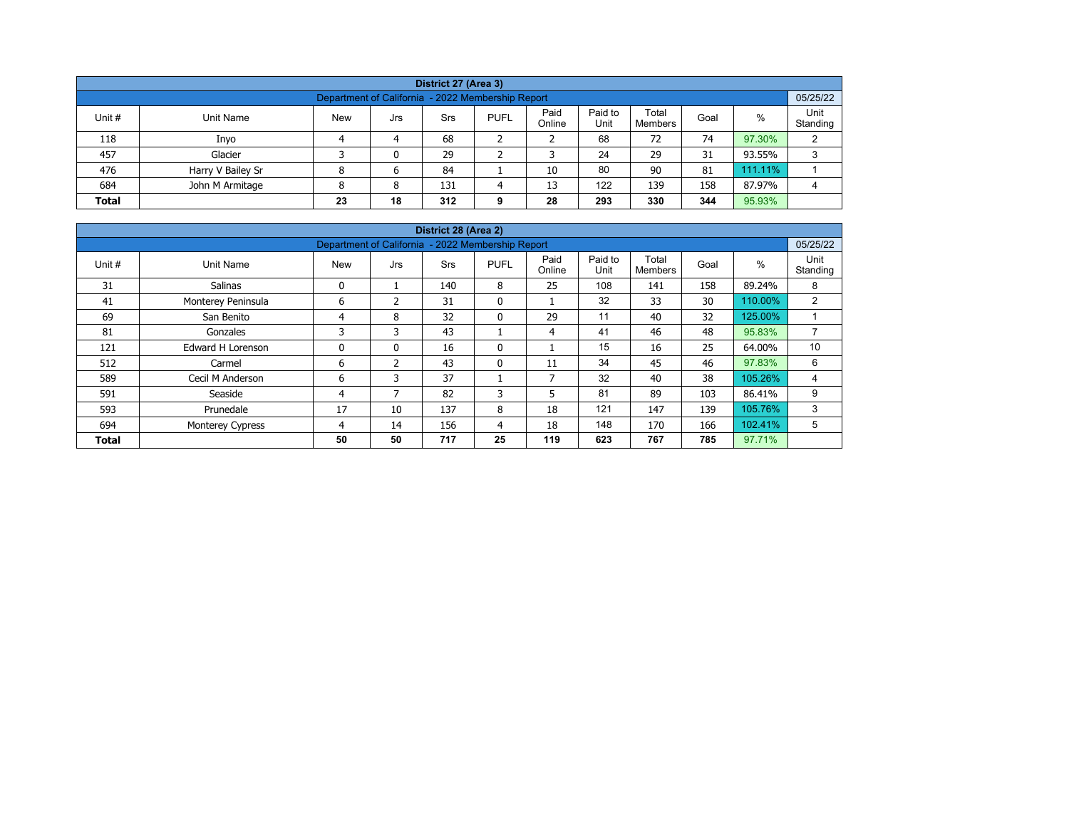| District 27 (Area 3) | | | | | | | | | | |
|---|---|---|---|---|---|---|---|---|---|---|
| Department of California - 2022 Membership Report | | | | | | | | | | 05/25/22 |
| Unit # | Unit Name | New | Jrs | Srs | PUFL | Paid Online | Paid to Unit | Total Members | Goal | % | Unit Standing |
| 118 | Inyo | 4 | 4 | 68 | 2 | 2 | 68 | 72 | 74 | 97.30% | 2 |
| 457 | Glacier | 3 | 0 | 29 | 2 | 3 | 24 | 29 | 31 | 93.55% | 3 |
| 476 | Harry V Bailey Sr | 8 | 6 | 84 | 1 | 10 | 80 | 90 | 81 | 111.11% | 1 |
| 684 | John M Armitage | 8 | 8 | 131 | 4 | 13 | 122 | 139 | 158 | 87.97% | 4 |
| **Total** | | **23** | **18** | **312** | **9** | **28** | **293** | **330** | **344** | 95.93% | |

| District 28 (Area 2) | | | | | | | | | | | |
|---|---|---|---|---|---|---|---|---|---|---|---|
| Department of California - 2022 Membership Report | | | | | | | | | | | 05/25/22 |
| Unit # | Unit Name | New | Jrs | Srs | PUFL | Paid Online | Paid to Unit | Total Members | Goal | % | Unit Standing |
| 31 | Salinas | 0 | 1 | 140 | 8 | 25 | 108 | 141 | 158 | 89.24% | 8 |
| 41 | Monterey Peninsula | 6 | 2 | 31 | 0 | 1 | 32 | 33 | 30 | 110.00% | 2 |
| 69 | San Benito | 4 | 8 | 32 | 0 | 29 | 11 | 40 | 32 | 125.00% | 1 |
| 81 | Gonzales | 3 | 3 | 43 | 1 | 4 | 41 | 46 | 48 | 95.83% | 7 |
| 121 | Edward H Lorenson | 0 | 0 | 16 | 0 | 1 | 15 | 16 | 25 | 64.00% | 10 |
| 512 | Carmel | 6 | 2 | 43 | 0 | 11 | 34 | 45 | 46 | 97.83% | 6 |
| 589 | Cecil M Anderson | 6 | 3 | 37 | 1 | 7 | 32 | 40 | 38 | 105.26% | 4 |
| 591 | Seaside | 4 | 7 | 82 | 3 | 5 | 81 | 89 | 103 | 86.41% | 9 |
| 593 | Prunedale | 17 | 10 | 137 | 8 | 18 | 121 | 147 | 139 | 105.76% | 3 |
| 694 | Monterey Cypress | 4 | 14 | 156 | 4 | 18 | 148 | 170 | 166 | 102.41% | 5 |
| **Total** | | **50** | **50** | **717** | **25** | **119** | **623** | **767** | **785** | 97.71% | |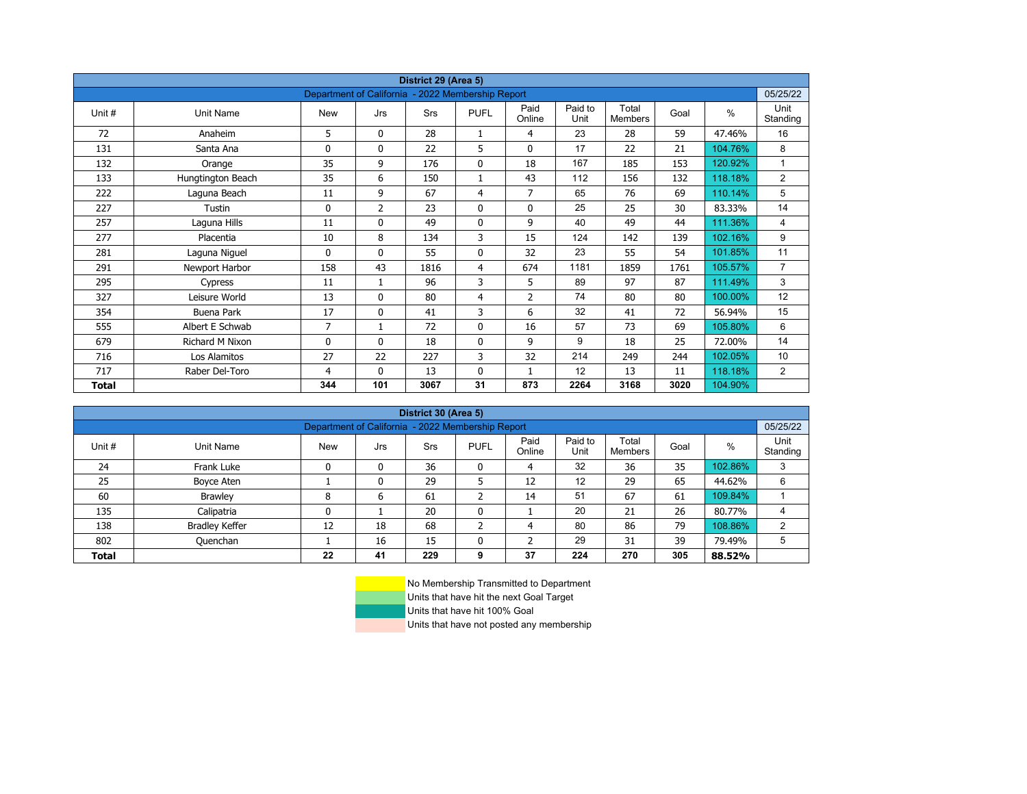| District 29 (Area 5) | | | | | | | | | | |
|---|---|---|---|---|---|---|---|---|---|---|
| Department of California - 2022 Membership Report | | | | | | | | | | 05/25/22 |
| Unit # | Unit Name | New | Jrs | Srs | PUFL | Paid Online | Paid to Unit | Total Members | Goal | % | Unit Standing |
| 72 | Anaheim | 5 | 0 | 28 | 1 | 4 | 23 | 28 | 59 | 47.46% | 16 |
| 131 | Santa Ana | 0 | 0 | 22 | 5 | 0 | 17 | 22 | 21 | 104.76% | 8 |
| 132 | Orange | 35 | 9 | 176 | 0 | 18 | 167 | 185 | 153 | 120.92% | 1 |
| 133 | Hungtington Beach | 35 | 6 | 150 | 1 | 43 | 112 | 156 | 132 | 118.18% | 2 |
| 222 | Laguna Beach | 11 | 9 | 67 | 4 | 7 | 65 | 76 | 69 | 110.14% | 5 |
| 227 | Tustin | 0 | 2 | 23 | 0 | 0 | 25 | 25 | 30 | 83.33% | 14 |
| 257 | Laguna Hills | 11 | 0 | 49 | 0 | 9 | 40 | 49 | 44 | 111.36% | 4 |
| 277 | Placentia | 10 | 8 | 134 | 3 | 15 | 124 | 142 | 139 | 102.16% | 9 |
| 281 | Laguna Niguel | 0 | 0 | 55 | 0 | 32 | 23 | 55 | 54 | 101.85% | 11 |
| 291 | Newport Harbor | 158 | 43 | 1816 | 4 | 674 | 1181 | 1859 | 1761 | 105.57% | 7 |
| 295 | Cypress | 11 | 1 | 96 | 3 | 5 | 89 | 97 | 87 | 111.49% | 3 |
| 327 | Leisure World | 13 | 0 | 80 | 4 | 2 | 74 | 80 | 80 | 100.00% | 12 |
| 354 | Buena Park | 17 | 0 | 41 | 3 | 6 | 32 | 41 | 72 | 56.94% | 15 |
| 555 | Albert E Schwab | 7 | 1 | 72 | 0 | 16 | 57 | 73 | 69 | 105.80% | 6 |
| 679 | Richard M Nixon | 0 | 0 | 18 | 0 | 9 | 9 | 18 | 25 | 72.00% | 14 |
| 716 | Los Alamitos | 27 | 22 | 227 | 3 | 32 | 214 | 249 | 244 | 102.05% | 10 |
| 717 | Raber Del-Toro | 4 | 0 | 13 | 0 | 1 | 12 | 13 | 11 | 118.18% | 2 |
| **Total** | | **344** | **101** | **3067** | **31** | **873** | **2264** | **3168** | **3020** | 104.90% | |

| District 30 (Area 5) | | | | | | | | | | |
|---|---|---|---|---|---|---|---|---|---|---|
| Department of California - 2022 Membership Report | | | | | | | | | | 05/25/22 |
| Unit # | Unit Name | New | Jrs | Srs | PUFL | Paid Online | Paid to Unit | Total Members | Goal | % | Unit Standing |
| 24 | Frank Luke | 0 | 0 | 36 | 0 | 4 | 32 | 36 | 35 | 102.86% | 3 |
| 25 | Boyce Aten | 1 | 0 | 29 | 5 | 12 | 12 | 29 | 65 | 44.62% | 6 |
| 60 | Brawley | 8 | 6 | 61 | 2 | 14 | 51 | 67 | 61 | 109.84% | 1 |
| 135 | Calipatria | 0 | 1 | 20 | 0 | 1 | 20 | 21 | 26 | 80.77% | 4 |
| 138 | Bradley Keffer | 12 | 18 | 68 | 2 | 4 | 80 | 86 | 79 | 108.86% | 2 |
| 802 | Quenchan | 1 | 16 | 15 | 0 | 2 | 29 | 31 | 39 | 79.49% | 5 |
| **Total** | | **22** | **41** | **229** | **9** | **37** | **224** | **270** | **305** | **88.52%** | |

No Membership Transmitted to Department

Units that have hit the next Goal Target

Units that have hit 100% Goal

Units that have not posted any membership